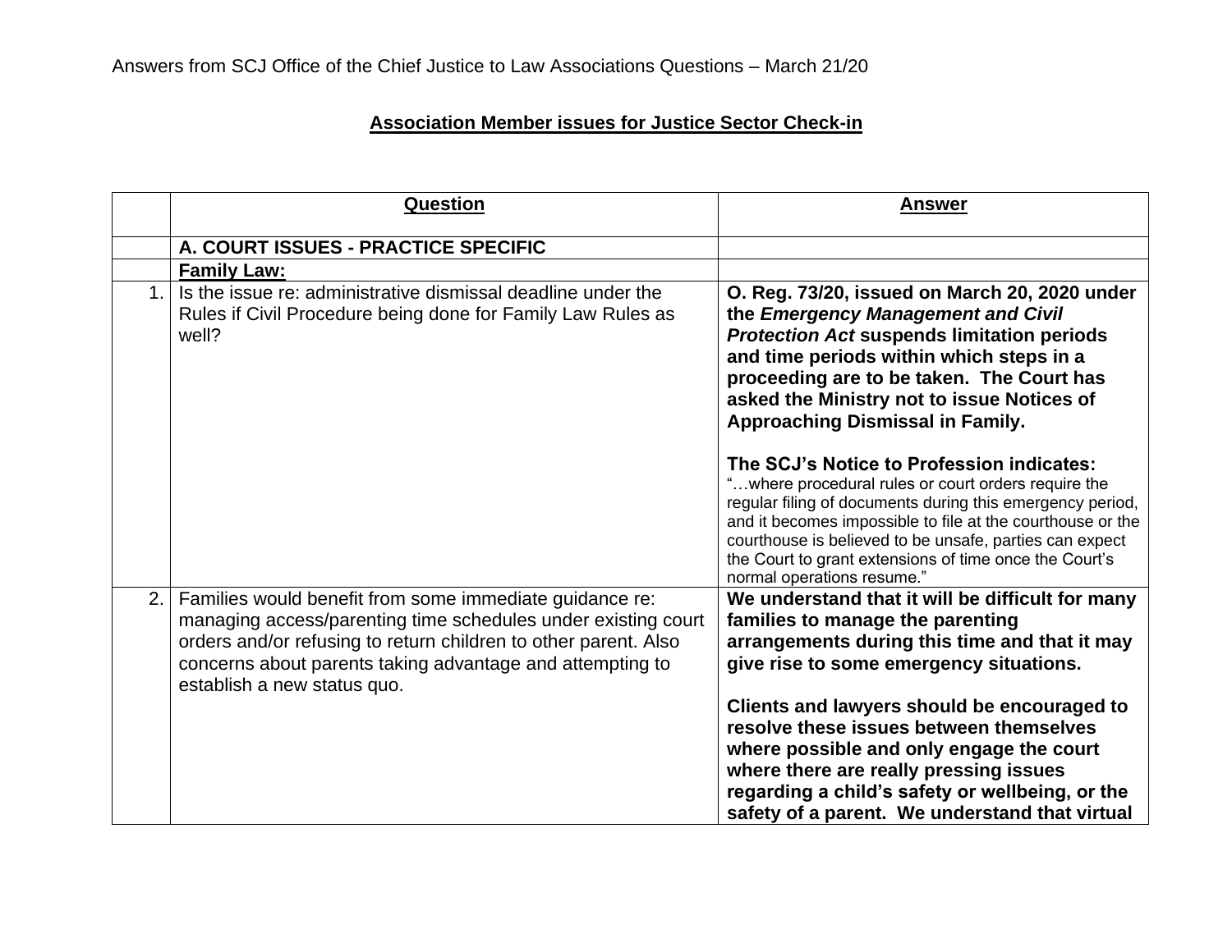Answers from SCJ Office of the Chief Justice to Law Associations Questions – March 21/20

## Association Member issues for Justice Sector Check-in

| | Question | Answer |
|---|---|---|
| | **A. COURT ISSUES - PRACTICE SPECIFIC** | |
| | **Family Law:** | |
| 1. | Is the issue re: administrative dismissal deadline under the Rules if Civil Procedure being done for Family Law Rules as well? | **O. Reg. 73/20, issued on March 20, 2020 under the *Emergency Management and Civil Protection Act* suspends limitation periods and time periods within which steps in a proceeding are to be taken. The Court has asked the Ministry not to issue Notices of Approaching Dismissal in Family.**<br><br>**The SCJ's Notice to Profession indicates:**<br>"…where procedural rules or court orders require the regular filing of documents during this emergency period, and it becomes impossible to file at the courthouse or the courthouse is believed to be unsafe, parties can expect the Court to grant extensions of time once the Court's normal operations resume." |
| 2. | Families would benefit from some immediate guidance re: managing access/parenting time schedules under existing court orders and/or refusing to return children to other parent. Also concerns about parents taking advantage and attempting to establish a new status quo. | **We understand that it will be difficult for many families to manage the parenting arrangements during this time and that it may give rise to some emergency situations.**<br><br>**Clients and lawyers should be encouraged to resolve these issues between themselves where possible and only engage the court where there are really pressing issues regarding a child's safety or wellbeing, or the safety of a parent. We understand that virtual** |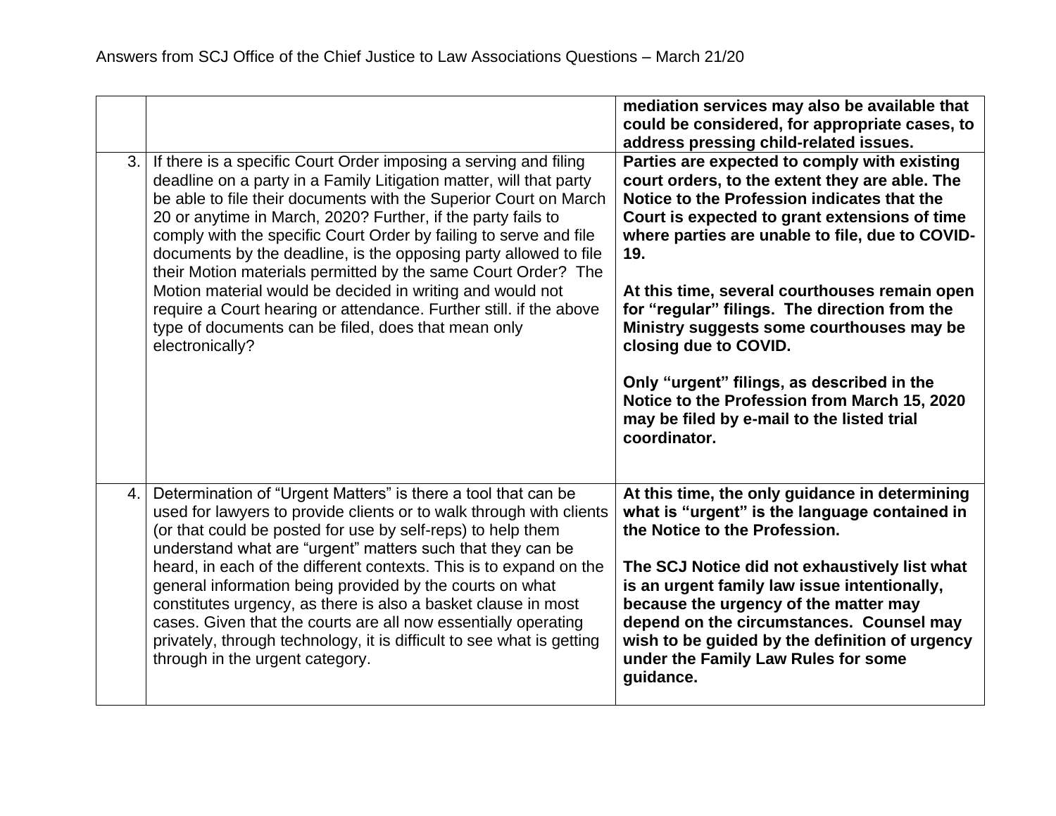| | | |
|---|---|---|
| | | **mediation services may also be available that could be considered, for appropriate cases, to address pressing child-related issues.** |
| 3. | If there is a specific Court Order imposing a serving and filing deadline on a party in a Family Litigation matter, will that party be able to file their documents with the Superior Court on March 20 or anytime in March, 2020? Further, if the party fails to comply with the specific Court Order by failing to serve and file documents by the deadline, is the opposing party allowed to file their Motion materials permitted by the same Court Order? The Motion material would be decided in writing and would not require a Court hearing or attendance. Further still. if the above type of documents can be filed, does that mean only electronically? | **Parties are expected to comply with existing court orders, to the extent they are able. The Notice to the Profession indicates that the Court is expected to grant extensions of time where parties are unable to file, due to COVID-19.**<br><br>**At this time, several courthouses remain open for "regular" filings. The direction from the Ministry suggests some courthouses may be closing due to COVID.**<br><br>**Only "urgent" filings, as described in the Notice to the Profession from March 15, 2020 may be filed by e-mail to the listed trial coordinator.** |
| 4. | Determination of "Urgent Matters" is there a tool that can be used for lawyers to provide clients or to walk through with clients (or that could be posted for use by self-reps) to help them understand what are "urgent" matters such that they can be heard, in each of the different contexts. This is to expand on the general information being provided by the courts on what constitutes urgency, as there is also a basket clause in most cases. Given that the courts are all now essentially operating privately, through technology, it is difficult to see what is getting through in the urgent category. | **At this time, the only guidance in determining what is "urgent" is the language contained in the Notice to the Profession.**<br><br>**The SCJ Notice did not exhaustively list what is an urgent family law issue intentionally, because the urgency of the matter may depend on the circumstances. Counsel may wish to be guided by the definition of urgency under the Family Law Rules for some guidance.** |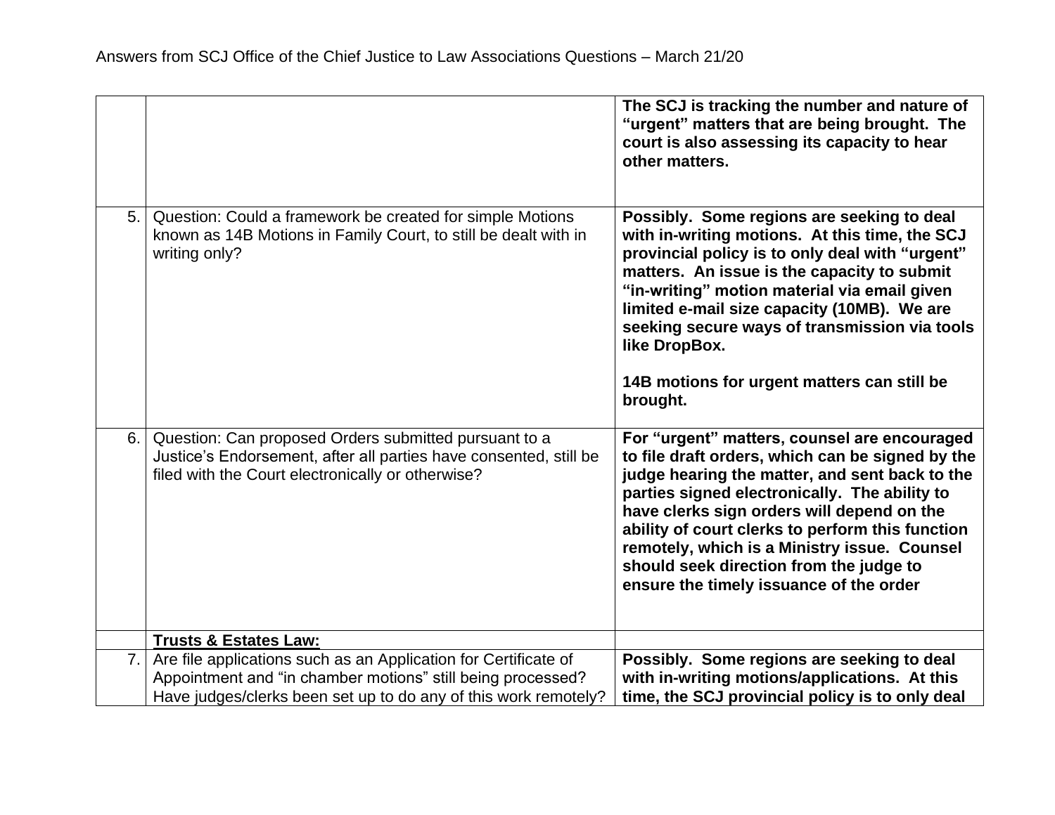| | | |
|---|---|---|
| | | **The SCJ is tracking the number and nature of "urgent" matters that are being brought. The court is also assessing its capacity to hear other matters.** |
| 5. | Question: Could a framework be created for simple Motions known as 14B Motions in Family Court, to still be dealt with in writing only? | **Possibly. Some regions are seeking to deal with in-writing motions. At this time, the SCJ provincial policy is to only deal with "urgent" matters. An issue is the capacity to submit "in-writing" motion material via email given limited e-mail size capacity (10MB). We are seeking secure ways of transmission via tools like DropBox.**<br><br>**14B motions for urgent matters can still be brought.** |
| 6. | Question: Can proposed Orders submitted pursuant to a Justice's Endorsement, after all parties have consented, still be filed with the Court electronically or otherwise? | **For "urgent" matters, counsel are encouraged to file draft orders, which can be signed by the judge hearing the matter, and sent back to the parties signed electronically. The ability to have clerks sign orders will depend on the ability of court clerks to perform this function remotely, which is a Ministry issue. Counsel should seek direction from the judge to ensure the timely issuance of the order** |
| | **Trusts & Estates Law:** | |
| 7. | Are file applications such as an Application for Certificate of Appointment and "in chamber motions" still being processed? Have judges/clerks been set up to do any of this work remotely? | **Possibly. Some regions are seeking to deal with in-writing motions/applications. At this time, the SCJ provincial policy is to only deal** |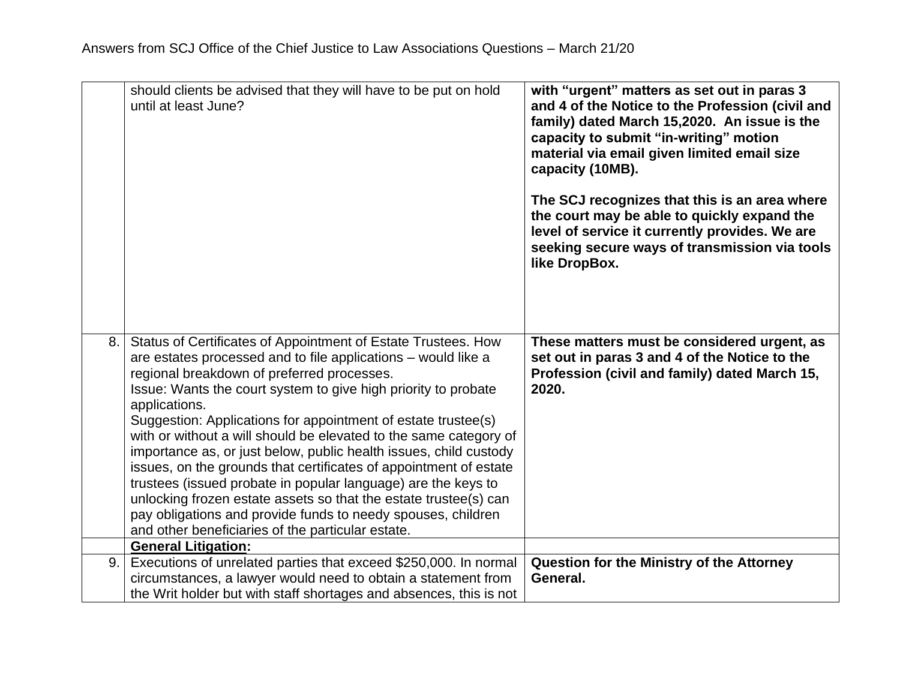| | | |
|---|---|---|
| | should clients be advised that they will have to be put on hold until at least June? | **with "urgent" matters as set out in paras 3 and 4 of the Notice to the Profession (civil and family) dated March 15,2020. An issue is the capacity to submit "in-writing" motion material via email given limited email size capacity (10MB).**<br><br>**The SCJ recognizes that this is an area where the court may be able to quickly expand the level of service it currently provides. We are seeking secure ways of transmission via tools like DropBox.** |
| 8. | Status of Certificates of Appointment of Estate Trustees. How are estates processed and to file applications – would like a regional breakdown of preferred processes.<br>Issue: Wants the court system to give high priority to probate applications.<br>Suggestion: Applications for appointment of estate trustee(s) with or without a will should be elevated to the same category of importance as, or just below, public health issues, child custody issues, on the grounds that certificates of appointment of estate trustees (issued probate in popular language) are the keys to unlocking frozen estate assets so that the estate trustee(s) can pay obligations and provide funds to needy spouses, children and other beneficiaries of the particular estate. | **These matters must be considered urgent, as set out in paras 3 and 4 of the Notice to the Profession (civil and family) dated March 15, 2020.** |
| | **General Litigation:** | |
| 9. | Executions of unrelated parties that exceed $250,000. In normal circumstances, a lawyer would need to obtain a statement from the Writ holder but with staff shortages and absences, this is not | **Question for the Ministry of the Attorney General.** |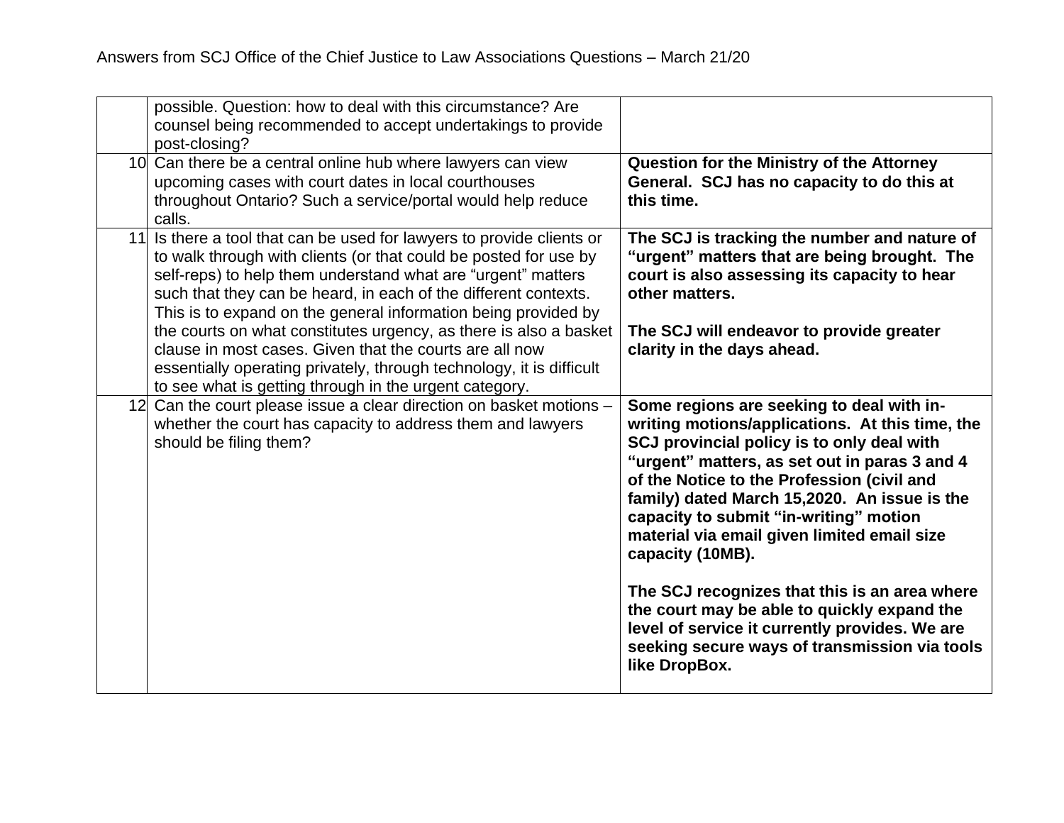| | | |
|---|---|---|
| | possible. Question: how to deal with this circumstance? Are counsel being recommended to accept undertakings to provide post-closing? | |
| 10 | Can there be a central online hub where lawyers can view upcoming cases with court dates in local courthouses throughout Ontario? Such a service/portal would help reduce calls. | **Question for the Ministry of the Attorney General. SCJ has no capacity to do this at this time.** |
| 11 | Is there a tool that can be used for lawyers to provide clients or to walk through with clients (or that could be posted for use by self-reps) to help them understand what are "urgent" matters such that they can be heard, in each of the different contexts. This is to expand on the general information being provided by the courts on what constitutes urgency, as there is also a basket clause in most cases. Given that the courts are all now essentially operating privately, through technology, it is difficult to see what is getting through in the urgent category. | **The SCJ is tracking the number and nature of "urgent" matters that are being brought. The court is also assessing its capacity to hear other matters.**<br><br>**The SCJ will endeavor to provide greater clarity in the days ahead.** |
| 12 | Can the court please issue a clear direction on basket motions – whether the court has capacity to address them and lawyers should be filing them? | **Some regions are seeking to deal with in-writing motions/applications. At this time, the SCJ provincial policy is to only deal with "urgent" matters, as set out in paras 3 and 4 of the Notice to the Profession (civil and family) dated March 15,2020. An issue is the capacity to submit "in-writing" motion material via email given limited email size capacity (10MB).**<br><br>**The SCJ recognizes that this is an area where the court may be able to quickly expand the level of service it currently provides. We are seeking secure ways of transmission via tools like DropBox.** |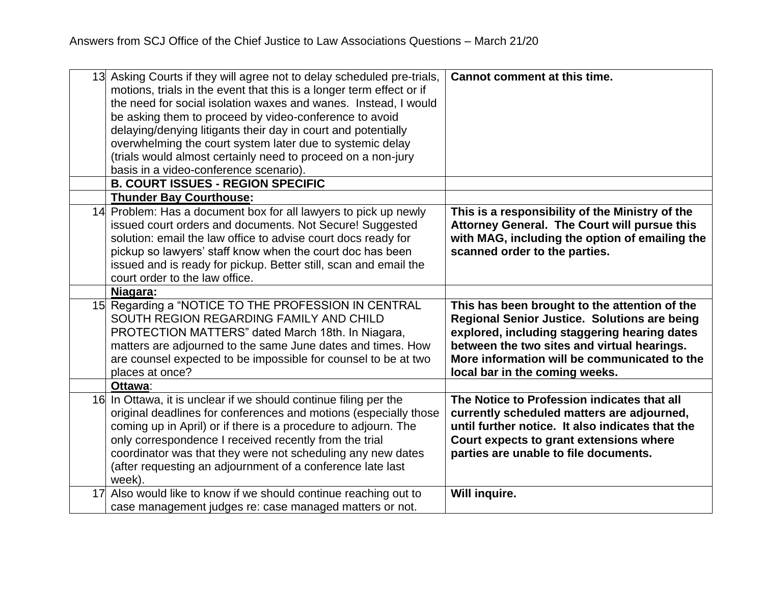Answers from SCJ Office of the Chief Justice to Law Associations Questions – March 21/20

| | | |
|---|---|---|
| 13 | Asking Courts if they will agree not to delay scheduled pre-trials, motions, trials in the event that this is a longer term effect or if the need for social isolation waxes and wanes. Instead, I would be asking them to proceed by video-conference to avoid delaying/denying litigants their day in court and potentially overwhelming the court system later due to systemic delay (trials would almost certainly need to proceed on a non-jury basis in a video-conference scenario). | **Cannot comment at this time.** |
| | **B. COURT ISSUES - REGION SPECIFIC** | |
| | **Thunder Bay Courthouse:** | |
| 14 | Problem: Has a document box for all lawyers to pick up newly issued court orders and documents. Not Secure! Suggested solution: email the law office to advise court docs ready for pickup so lawyers' staff know when the court doc has been issued and is ready for pickup. Better still, scan and email the court order to the law office. | **This is a responsibility of the Ministry of the Attorney General. The Court will pursue this with MAG, including the option of emailing the scanned order to the parties.** |
| | **Niagara:** | |
| 15 | Regarding a "NOTICE TO THE PROFESSION IN CENTRAL SOUTH REGION REGARDING FAMILY AND CHILD PROTECTION MATTERS" dated March 18th. In Niagara, matters are adjourned to the same June dates and times. How are counsel expected to be impossible for counsel to be at two places at once? | **This has been brought to the attention of the Regional Senior Justice. Solutions are being explored, including staggering hearing dates between the two sites and virtual hearings. More information will be communicated to the local bar in the coming weeks.** |
| | **Ottawa**: | |
| 16 | In Ottawa, it is unclear if we should continue filing per the original deadlines for conferences and motions (especially those coming up in April) or if there is a procedure to adjourn. The only correspondence I received recently from the trial coordinator was that they were not scheduling any new dates (after requesting an adjournment of a conference late last week). | **The Notice to Profession indicates that all currently scheduled matters are adjourned, until further notice. It also indicates that the Court expects to grant extensions where parties are unable to file documents.** |
| 17 | Also would like to know if we should continue reaching out to case management judges re: case managed matters or not. | **Will inquire.** |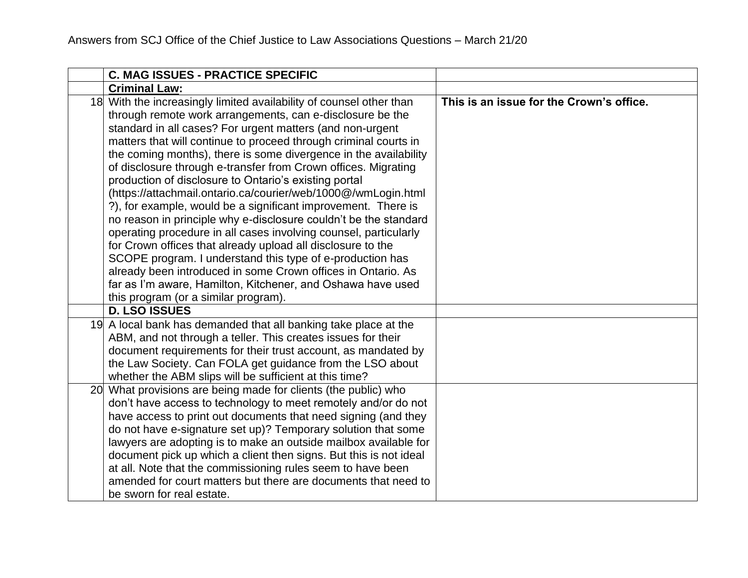Answers from SCJ Office of the Chief Justice to Law Associations Questions – March 21/20

| | C. MAG ISSUES - PRACTICE SPECIFIC | |
|---|---|---|
| | **Criminal Law:** | |
| 18 | With the increasingly limited availability of counsel other than through remote work arrangements, can e-disclosure be the standard in all cases? For urgent matters (and non-urgent matters that will continue to proceed through criminal courts in the coming months), there is some divergence in the availability of disclosure through e-transfer from Crown offices. Migrating production of disclosure to Ontario's existing portal (https://attachmail.ontario.ca/courier/web/1000@/wmLogin.html?), for example, would be a significant improvement. There is no reason in principle why e-disclosure couldn't be the standard operating procedure in all cases involving counsel, particularly for Crown offices that already upload all disclosure to the SCOPE program. I understand this type of e-production has already been introduced in some Crown offices in Ontario. As far as I'm aware, Hamilton, Kitchener, and Oshawa have used this program (or a similar program). | **This is an issue for the Crown's office.** |
| | **D. LSO ISSUES** | |
| 19 | A local bank has demanded that all banking take place at the ABM, and not through a teller. This creates issues for their document requirements for their trust account, as mandated by the Law Society. Can FOLA get guidance from the LSO about whether the ABM slips will be sufficient at this time? | |
| 20 | What provisions are being made for clients (the public) who don't have access to technology to meet remotely and/or do not have access to print out documents that need signing (and they do not have e-signature set up)? Temporary solution that some lawyers are adopting is to make an outside mailbox available for document pick up which a client then signs. But this is not ideal at all. Note that the commissioning rules seem to have been amended for court matters but there are documents that need to be sworn for real estate. | |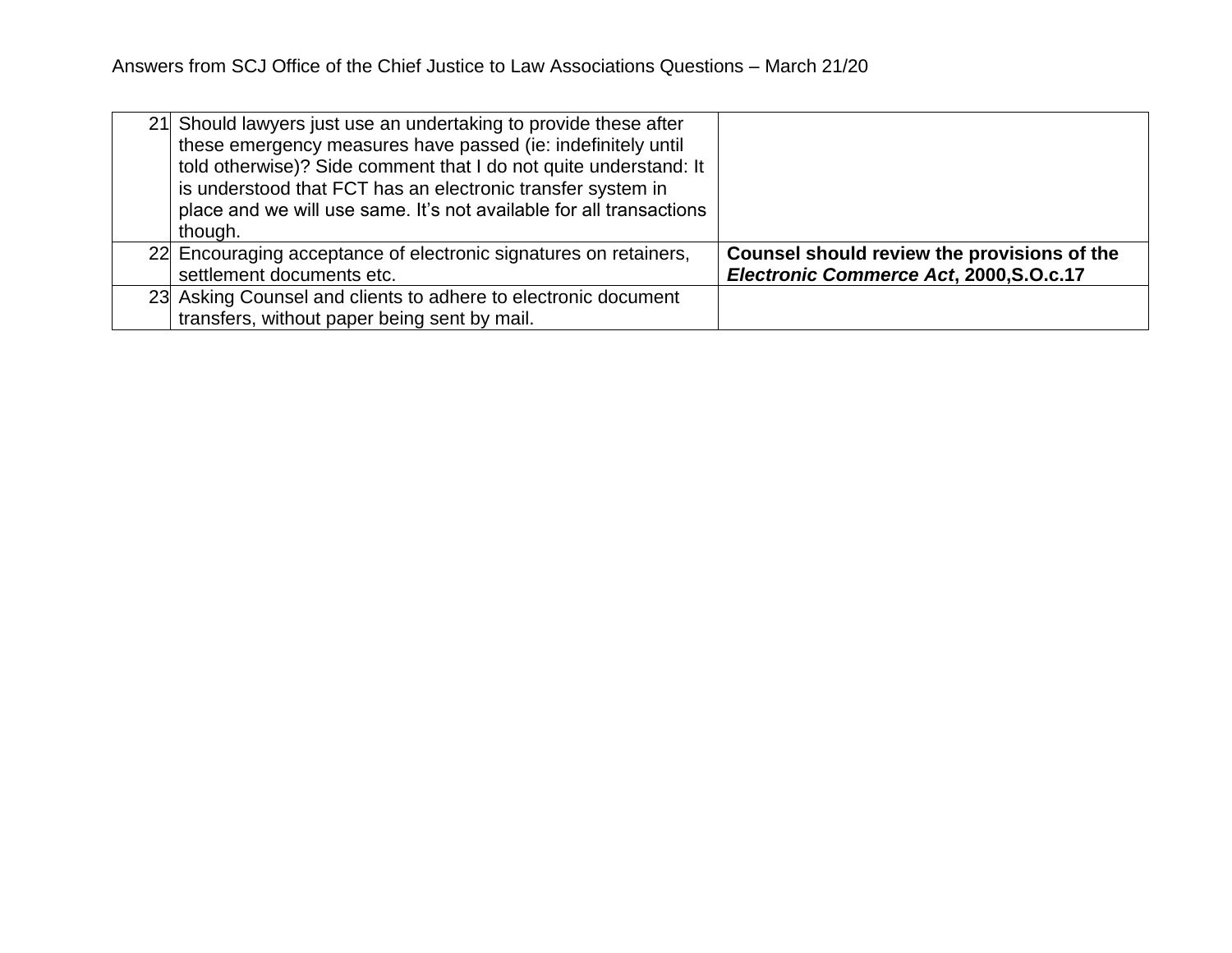| | | |
|---|---|---|
| 21 | Should lawyers just use an undertaking to provide these after these emergency measures have passed (ie: indefinitely until told otherwise)? Side comment that I do not quite understand: It is understood that FCT has an electronic transfer system in place and we will use same. It's not available for all transactions though. | |
| 22 | Encouraging acceptance of electronic signatures on retainers, settlement documents etc. | **Counsel should review the provisions of the *Electronic Commerce Act*, 2000,S.O.c.17** |
| 23 | Asking Counsel and clients to adhere to electronic document transfers, without paper being sent by mail. | |